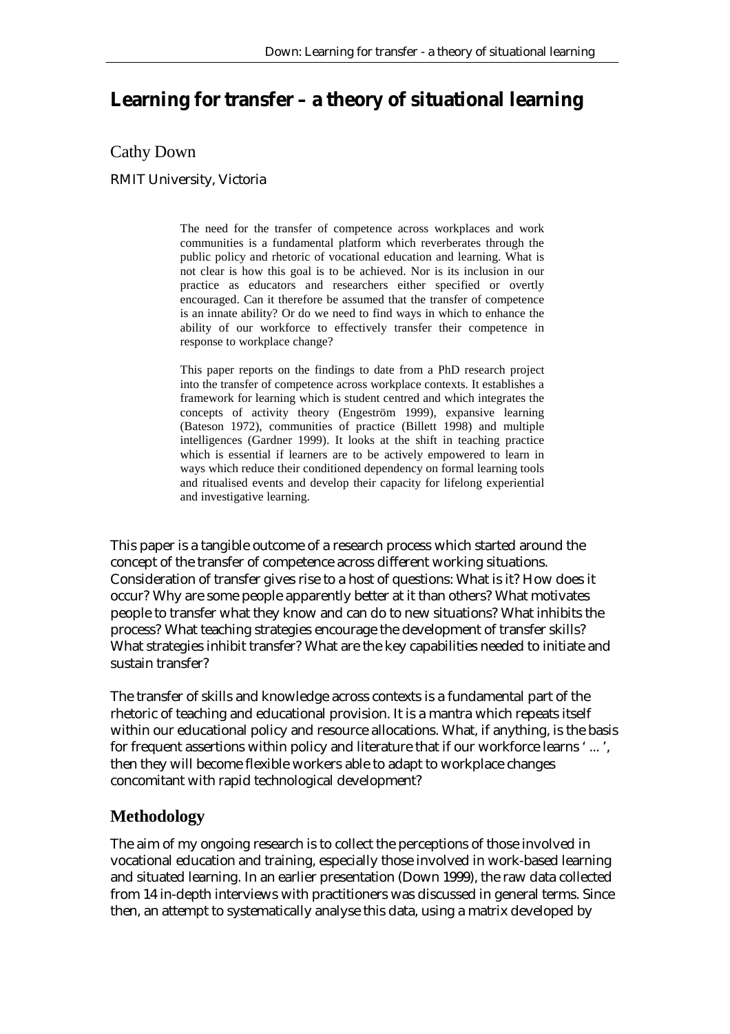# Learning for transfer – a theory of situational learning

Cathy Down

RMIT University, Victoria

> The need for the transfer of competence across workplaces and work communities is a fundamental platform which reverberates through the public policy and rhetoric of vocational education and learning. What is not clear is how this goal is to be achieved. Nor is its inclusion in our practice as educators and researchers either specified or overtly encouraged. Can it therefore be assumed that the transfer of competence is an innate ability? Or do we need to find ways in which to enhance the ability of our workforce to effectively transfer their competence in response to workplace change?
>
> This paper reports on the findings to date from a PhD research project into the transfer of competence across workplace contexts. It establishes a framework for learning which is student centred and which integrates the concepts of activity theory (Engeström 1999), expansive learning (Bateson 1972), communities of practice (Billett 1998) and multiple intelligences (Gardner 1999). It looks at the shift in teaching practice which is essential if learners are to be actively empowered to learn in ways which reduce their conditioned dependency on formal learning tools and ritualised events and develop their capacity for lifelong experiential and investigative learning.

This paper is a tangible outcome of a research process which started around the concept of the transfer of competence across different working situations. Consideration of transfer gives rise to a host of questions: What is it? How does it occur? Why are some people apparently better at it than others? What motivates people to transfer what they know and can do to new situations? What inhibits the process? What teaching strategies encourage the development of transfer skills? What strategies inhibit transfer? What are the key capabilities needed to initiate and sustain transfer?

The transfer of skills and knowledge across contexts is a fundamental part of the rhetoric of teaching and educational provision. It is a mantra which repeats itself within our educational policy and resource allocations. What, if anything, is the basis for frequent assertions within policy and literature that if our workforce learns ' ... ', then they will become flexible workers able to adapt to workplace changes concomitant with rapid technological development?

## Methodology

The aim of my ongoing research is to collect the perceptions of those involved in vocational education and training, especially those involved in work-based learning and situated learning. In an earlier presentation (Down 1999), the raw data collected from 14 in-depth interviews with practitioners was discussed in general terms. Since then, an attempt to systematically analyse this data, using a matrix developed by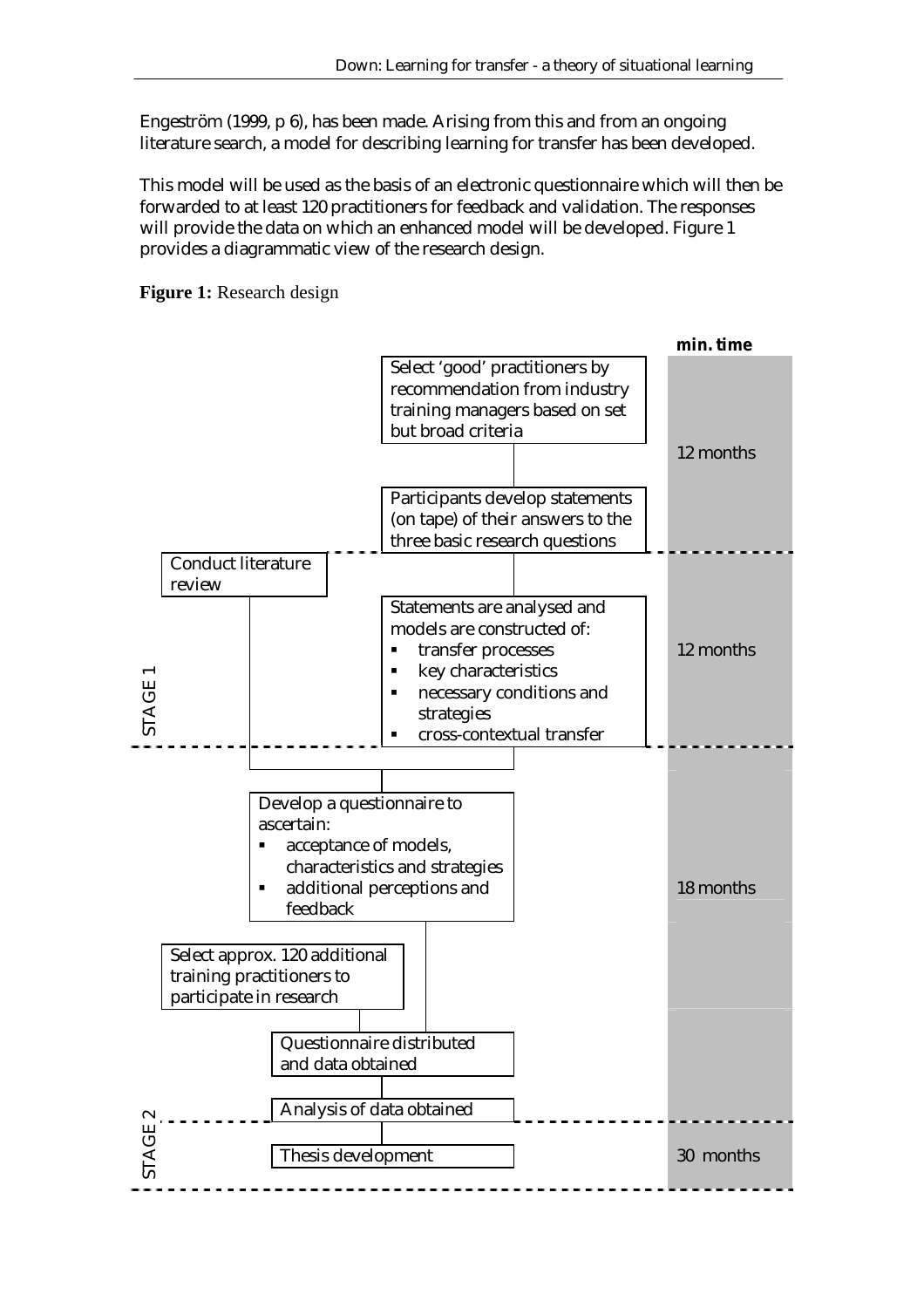Engeström (1999, p 6), has been made. Arising from this and from an ongoing literature search, a model for describing learning for transfer has been developed.

This model will be used as the basis of an electronic questionnaire which will then be forwarded to at least 120 practitioners for feedback and validation. The responses will provide the data on which an enhanced model will be developed. Figure 1 provides a diagrammatic view of the research design.

**Figure 1:** Research design

**min. time**

STAGE 1

- Select 'good' practitioners by recommendation from industry training managers based on set but broad criteria
- Participants develop statements (on tape) of their answers to the three basic research questions

12 months

- Conduct literature review
- Statements are analysed and models are constructed of:
  - transfer processes
  - key characteristics
  - necessary conditions and strategies
  - cross-contextual transfer

12 months

- Develop a questionnaire to ascertain:
  - acceptance of models, characteristics and strategies
  - additional perceptions and feedback
- Select approx. 120 additional training practitioners to participate in research
- Questionnaire distributed and data obtained
- Analysis of data obtained

18 months

STAGE 2

- Thesis development

30 months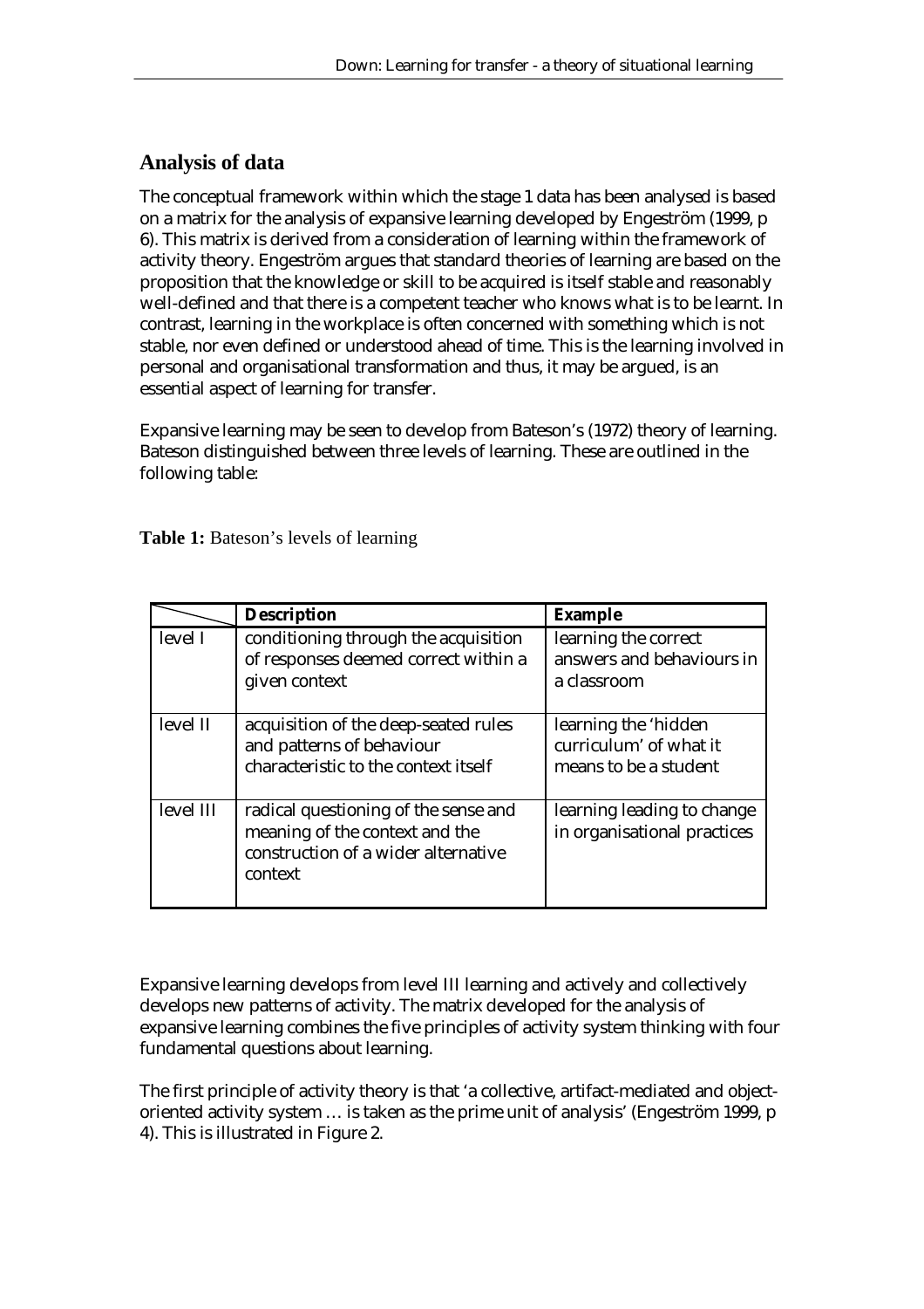## Analysis of data

The conceptual framework within which the stage 1 data has been analysed is based on a matrix for the analysis of expansive learning developed by Engeström (1999, p 6). This matrix is derived from a consideration of learning within the framework of activity theory. Engeström argues that standard theories of learning are based on the proposition that the knowledge or skill to be acquired is itself stable and reasonably well-defined and that there is a competent teacher who knows what is to be learnt. In contrast, learning in the workplace is often concerned with something which is not stable, nor even defined or understood ahead of time. This is the learning involved in personal and organisational transformation and thus, it may be argued, is an essential aspect of learning for transfer.

Expansive learning may be seen to develop from Bateson's (1972) theory of learning. Bateson distinguished between three levels of learning. These are outlined in the following table:

**Table 1:** Bateson's levels of learning

| | **Description** | **Example** |
|---|---|---|
| level I | conditioning through the acquisition of responses deemed correct within a given context | learning the correct answers and behaviours in a classroom |
| level II | acquisition of the deep-seated rules and patterns of behaviour characteristic to the context itself | learning the 'hidden curriculum' of what it means to be a student |
| level III | radical questioning of the sense and meaning of the context and the construction of a wider alternative context | learning leading to change in organisational practices |

Expansive learning develops from level III learning and actively and collectively develops new patterns of activity. The matrix developed for the analysis of expansive learning combines the five principles of activity system thinking with four fundamental questions about learning.

The first principle of activity theory is that 'a collective, artifact-mediated and object-oriented activity system … is taken as the prime unit of analysis' (Engeström 1999, p 4). This is illustrated in Figure 2.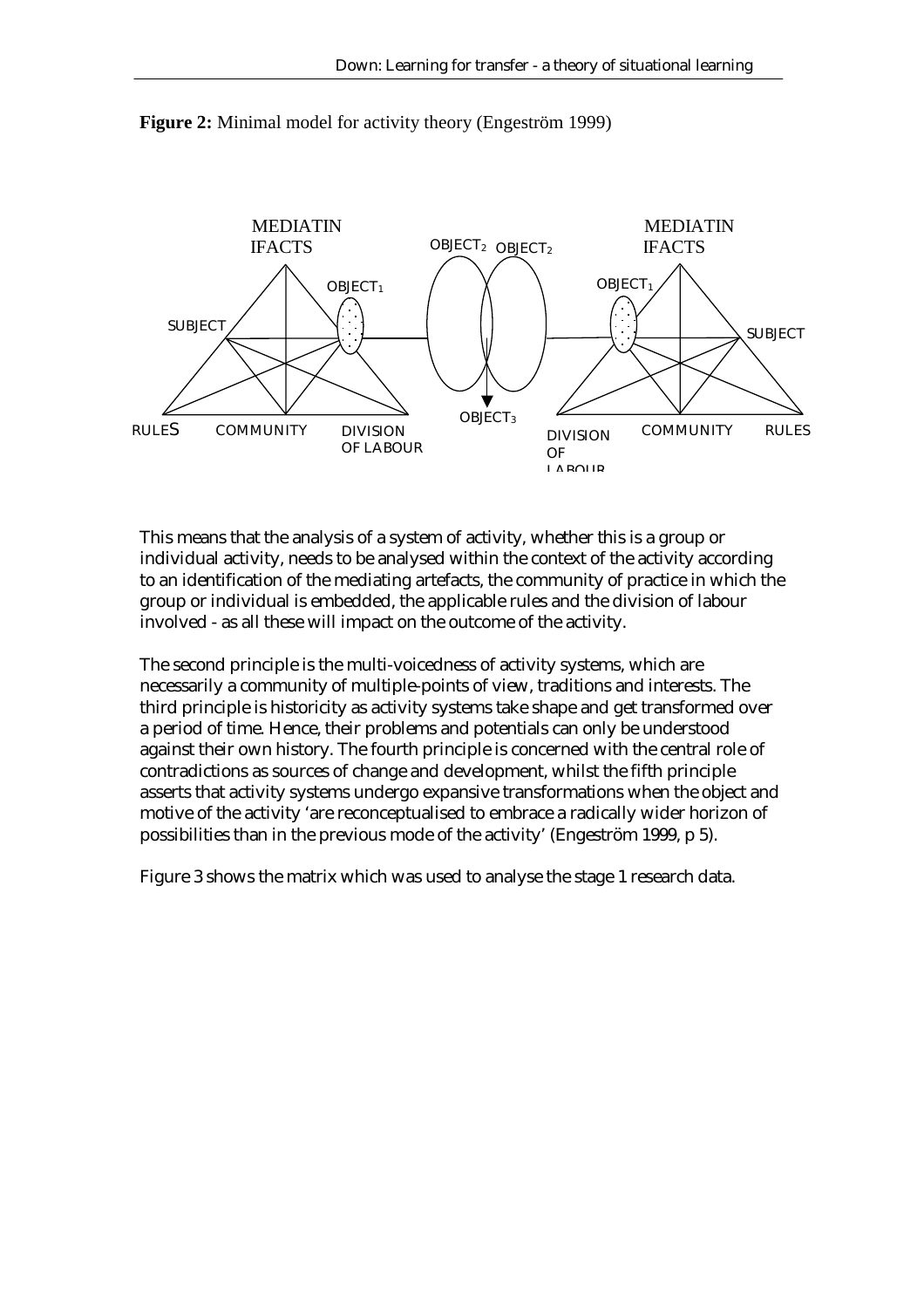**Figure 2:** Minimal model for activity theory (Engeström 1999)

This means that the analysis of a system of activity, whether this is a group or individual activity, needs to be analysed within the context of the activity according to an identification of the mediating artefacts, the community of practice in which the group or individual is embedded, the applicable rules and the division of labour involved - as all these will impact on the outcome of the activity.

The second principle is the multi-voicedness of activity systems, which are necessarily a community of multiple-points of view, traditions and interests. The third principle is historicity as activity systems take shape and get transformed over a period of time. Hence, their problems and potentials can only be understood against their own history. The fourth principle is concerned with the central role of contradictions as sources of change and development, whilst the fifth principle asserts that activity systems undergo expansive transformations when the object and motive of the activity 'are reconceptualised to embrace a radically wider horizon of possibilities than in the previous mode of the activity' (Engeström 1999, p 5).

Figure 3 shows the matrix which was used to analyse the stage 1 research data.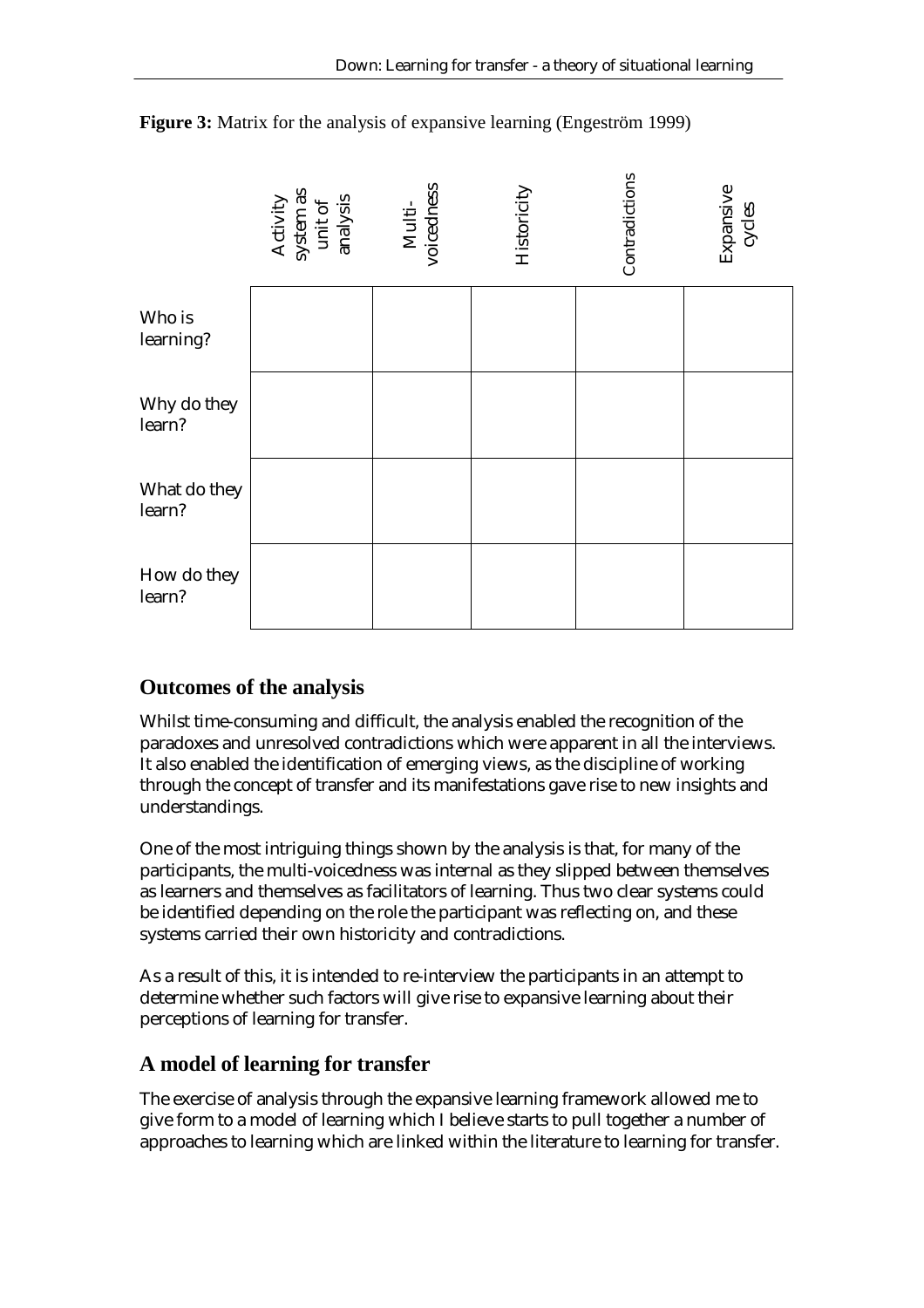**Figure 3:** Matrix for the analysis of expansive learning (Engeström 1999)

| | Activity system as unit of analysis | Multi-voicedness | Historicity | Contradictions | Expansive cycles |
|---|---|---|---|---|---|
| Who is learning? | | | | | |
| Why do they learn? | | | | | |
| What do they learn? | | | | | |
| How do they learn? | | | | | |

## Outcomes of the analysis

Whilst time-consuming and difficult, the analysis enabled the recognition of the paradoxes and unresolved contradictions which were apparent in all the interviews. It also enabled the identification of emerging views, as the discipline of working through the concept of transfer and its manifestations gave rise to new insights and understandings.

One of the most intriguing things shown by the analysis is that, for many of the participants, the multi-voicedness was internal as they slipped between themselves as learners and themselves as facilitators of learning. Thus two clear systems could be identified depending on the role the participant was reflecting on, and these systems carried their own historicity and contradictions.

As a result of this, it is intended to re-interview the participants in an attempt to determine whether such factors will give rise to expansive learning about their perceptions of learning for transfer.

## A model of learning for transfer

The exercise of analysis through the expansive learning framework allowed me to give form to a model of learning which I believe starts to pull together a number of approaches to learning which are linked within the literature to learning for transfer.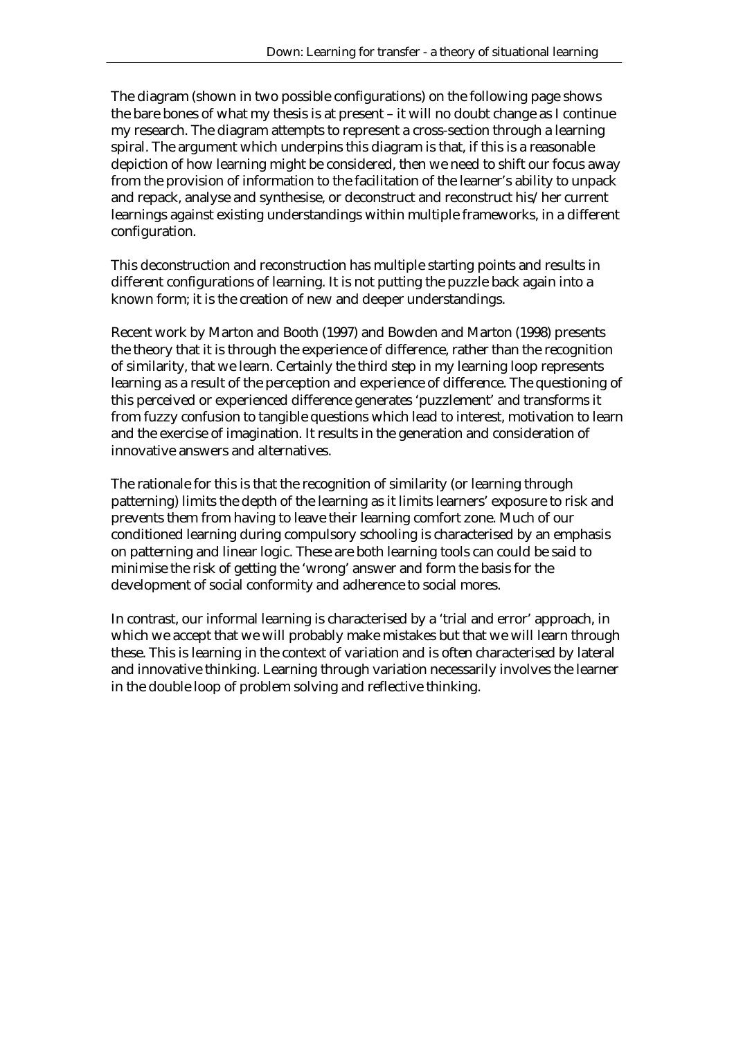The diagram (shown in two possible configurations) on the following page shows the bare bones of what my thesis is at present – it will no doubt change as I continue my research. The diagram attempts to represent a cross-section through a learning spiral. The argument which underpins this diagram is that, if this is a reasonable depiction of how learning might be considered, then we need to shift our focus away from the provision of information to the facilitation of the learner's ability to unpack and repack, analyse and synthesise, or deconstruct and reconstruct his/her current learnings against existing understandings within multiple frameworks, in a different configuration.

This deconstruction and reconstruction has multiple starting points and results in different configurations of learning. It is not putting the puzzle back again into a known form; it is the creation of new and deeper understandings.

Recent work by Marton and Booth (1997) and Bowden and Marton (1998) presents the theory that it is through the experience of difference, rather than the recognition of similarity, that we learn. Certainly the third step in my learning loop represents learning as a result of the perception and experience of difference. The questioning of this perceived or experienced difference generates 'puzzlement' and transforms it from fuzzy confusion to tangible questions which lead to interest, motivation to learn and the exercise of imagination. It results in the generation and consideration of innovative answers and alternatives.

The rationale for this is that the recognition of similarity (or learning through patterning) limits the depth of the learning as it limits learners' exposure to risk and prevents them from having to leave their learning comfort zone. Much of our conditioned learning during compulsory schooling is characterised by an emphasis on patterning and linear logic. These are both learning tools can could be said to minimise the risk of getting the 'wrong' answer and form the basis for the development of social conformity and adherence to social mores.

In contrast, our informal learning is characterised by a 'trial and error' approach, in which we accept that we will probably make mistakes but that we will learn through these. This is learning in the context of variation and is often characterised by lateral and innovative thinking. Learning through variation necessarily involves the learner in the double loop of problem solving and reflective thinking.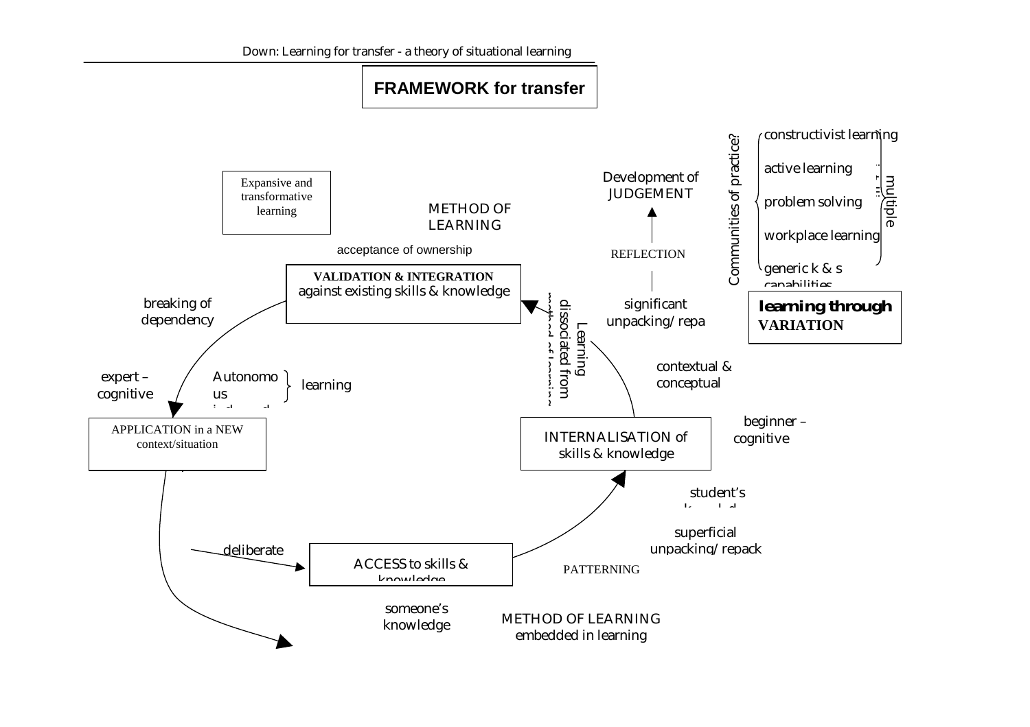# FRAMEWORK for transfer

Expansive and transformative learning

METHOD OF LEARNING

acceptance of ownership

Development of JUDGEMENT

REFLECTION

significant unpacking/repa

Communities of practice?

constructivist learning

active learning

problem solving

workplace learning

generic k & s capabilities

multiple

**learning through VARIATION**

**VALIDATION & INTEGRATION** against existing skills & knowledge

Learning dissociated from method of learning

breaking of dependency

expert – cognitive

Autonomous independent

learning

contextual & conceptual

APPLICATION in a NEW context/situation

INTERNALISATION of skills & knowledge

beginner – cognitive

student's knowledge

superficial unpacking/repack

deliberate

ACCESS to skills & knowledge

PATTERNING

someone's knowledge

METHOD OF LEARNING embedded in learning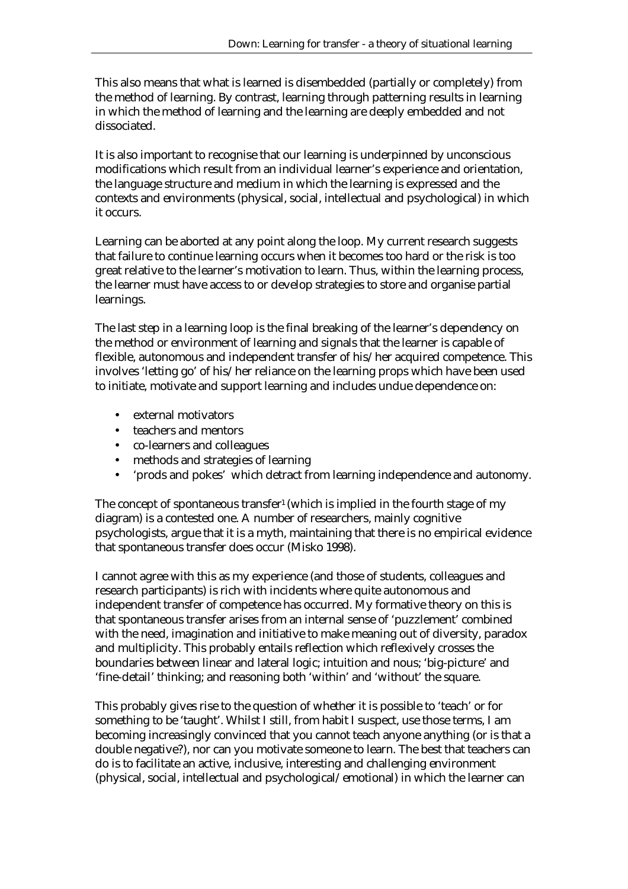This also means that what is learned is disembedded (partially or completely) from the method of learning. By contrast, learning through patterning results in learning in which the method of learning and the learning are deeply embedded and not dissociated.

It is also important to recognise that our learning is underpinned by unconscious modifications which result from an individual learner's experience and orientation, the language structure and medium in which the learning is expressed and the contexts and environments (physical, social, intellectual and psychological) in which it occurs.

Learning can be aborted at any point along the loop. My current research suggests that failure to continue learning occurs when it becomes too hard or the risk is too great relative to the learner's motivation to learn. Thus, within the learning process, the learner must have access to or develop strategies to store and organise partial learnings.

The last step in a learning loop is the final breaking of the learner's dependency on the method or environment of learning and signals that the learner is capable of flexible, autonomous and independent transfer of his/her acquired competence. This involves 'letting go' of his/her reliance on the learning props which have been used to initiate, motivate and support learning and includes undue dependence on:

- external motivators
- teachers and mentors
- co-learners and colleagues
- methods and strategies of learning
- 'prods and pokes' which detract from learning independence and autonomy.

The concept of spontaneous transfer[1] (which is implied in the fourth stage of my diagram) is a contested one. A number of researchers, mainly cognitive psychologists, argue that it is a myth, maintaining that there is no empirical evidence that spontaneous transfer does occur (Misko 1998).

I cannot agree with this as my experience (and those of students, colleagues and research participants) is rich with incidents where quite autonomous and independent transfer of competence has occurred. My formative theory on this is that spontaneous transfer arises from an internal sense of 'puzzlement' combined with the need, imagination and initiative to make meaning out of diversity, paradox and multiplicity. This probably entails reflection which reflexively crosses the boundaries between linear and lateral logic; intuition and nous; 'big-picture' and 'fine-detail' thinking; and reasoning both 'within' and 'without' the square.

This probably gives rise to the question of whether it is possible to 'teach' or for something to be 'taught'. Whilst I still, from habit I suspect, use those terms, I am becoming increasingly convinced that you cannot teach anyone anything (or is that a double negative?), nor can you motivate someone to learn. The best that teachers can do is to facilitate an active, inclusive, interesting and challenging environment (physical, social, intellectual and psychological/emotional) in which the learner can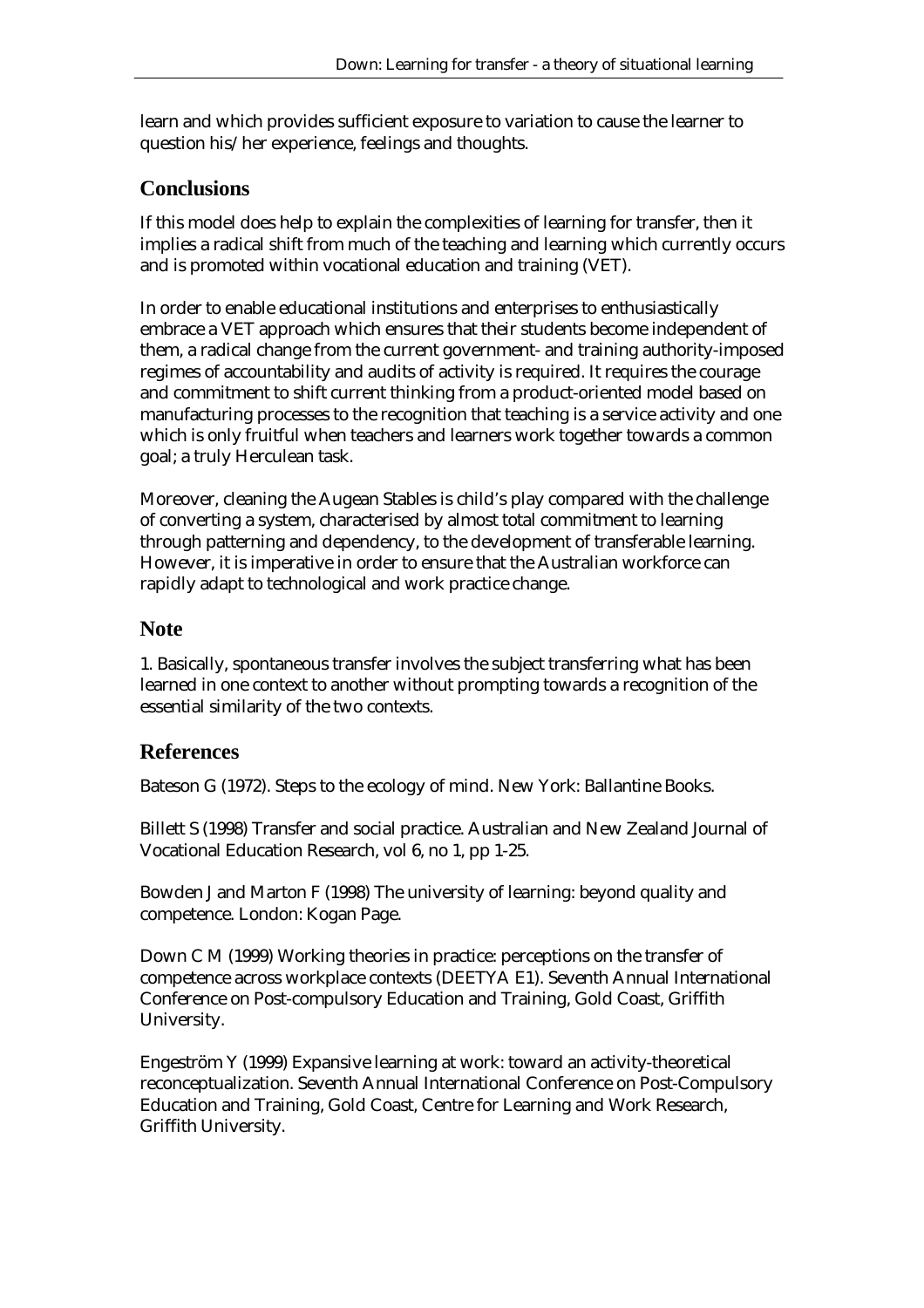learn and which provides sufficient exposure to variation to cause the learner to question his/her experience, feelings and thoughts.

## Conclusions

If this model does help to explain the complexities of learning for transfer, then it implies a radical shift from much of the teaching and learning which currently occurs and is promoted within vocational education and training (VET).

In order to enable educational institutions and enterprises to enthusiastically embrace a VET approach which ensures that their students become independent of them, a radical change from the current government- and training authority-imposed regimes of accountability and audits of activity is required. It requires the courage and commitment to shift current thinking from a product-oriented model based on manufacturing processes to the recognition that teaching is a service activity and one which is only fruitful when teachers and learners work together towards a common goal; a truly Herculean task.

Moreover, cleaning the Augean Stables is child's play compared with the challenge of converting a system, characterised by almost total commitment to learning through patterning and dependency, to the development of transferable learning. However, it is imperative in order to ensure that the Australian workforce can rapidly adapt to technological and work practice change.

## Note

1. Basically, spontaneous transfer involves the subject transferring what has been learned in one context to another without prompting towards a recognition of the essential similarity of the two contexts.

## References

Bateson G (1972). Steps to the ecology of mind. New York: Ballantine Books.

Billett S (1998) Transfer and social practice. Australian and New Zealand Journal of Vocational Education Research, vol 6, no 1, pp 1-25.

Bowden J and Marton F (1998) The university of learning: beyond quality and competence. London: Kogan Page.

Down C M (1999) Working theories in practice: perceptions on the transfer of competence across workplace contexts (DEETYA E1). Seventh Annual International Conference on Post-compulsory Education and Training, Gold Coast, Griffith University.

Engeström Y (1999) Expansive learning at work: toward an activity-theoretical reconceptualization. Seventh Annual International Conference on Post-Compulsory Education and Training, Gold Coast, Centre for Learning and Work Research, Griffith University.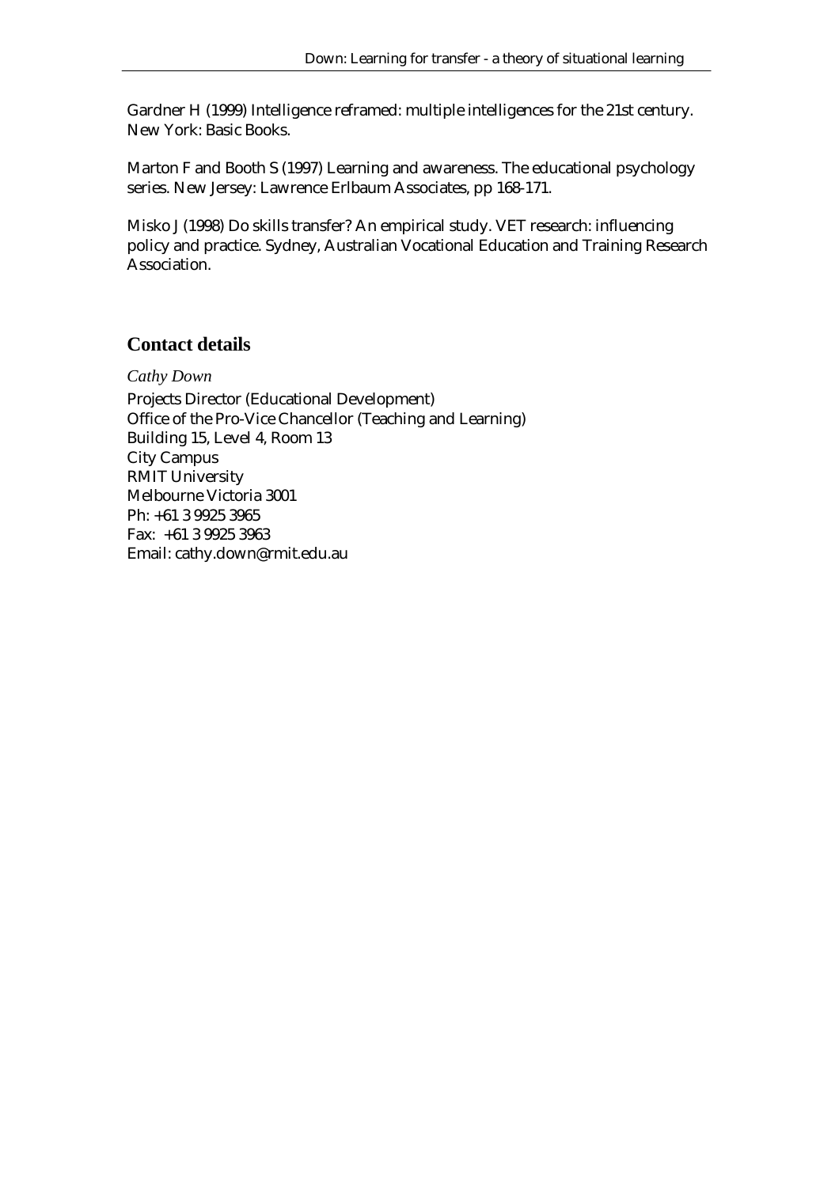Gardner H (1999) Intelligence reframed: multiple intelligences for the 21st century. New York: Basic Books.

Marton F and Booth S (1997) Learning and awareness. The educational psychology series. New Jersey: Lawrence Erlbaum Associates, pp 168-171.

Misko J (1998) Do skills transfer? An empirical study. VET research: influencing policy and practice. Sydney, Australian Vocational Education and Training Research Association.

## Contact details

*Cathy Down*

Projects Director (Educational Development)
Office of the Pro-Vice Chancellor (Teaching and Learning)
Building 15, Level 4, Room 13
City Campus
RMIT University
Melbourne Victoria 3001
Ph: +61 3 9925 3965
Fax: +61 3 9925 3963
Email: cathy.down@rmit.edu.au